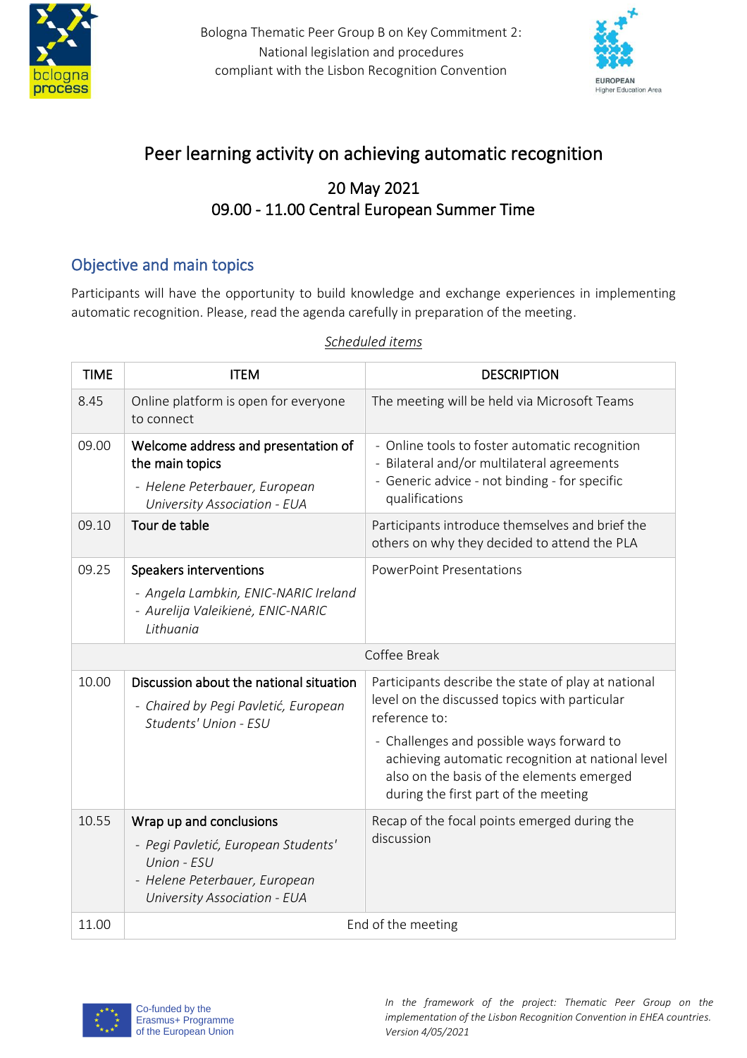Bologna Thematic Peer Group B on Key Commitment 2:
National legislation and procedures
compliant with the Lisbon Recognition Convention

# Peer learning activity on achieving automatic recognition

## 20 May 2021
## 09.00 - 11.00 Central European Summer Time

## Objective and main topics

Participants will have the opportunity to build knowledge and exchange experiences in implementing automatic recognition. Please, read the agenda carefully in preparation of the meeting.

<u>*Scheduled items*</u>

| TIME | ITEM | DESCRIPTION |
|---|---|---|
| 8.45 | Online platform is open for everyone to connect | The meeting will be held via Microsoft Teams |
| 09.00 | Welcome address and presentation of the main topics<br>- *Helene Peterbauer, European University Association - EUA* | - Online tools to foster automatic recognition<br>- Bilateral and/or multilateral agreements<br>- Generic advice - not binding - for specific qualifications |
| 09.10 | Tour de table | Participants introduce themselves and brief the others on why they decided to attend the PLA |
| 09.25 | Speakers interventions<br>- *Angela Lambkin, ENIC-NARIC Ireland*<br>- *Aurelija Valeikienė, ENIC-NARIC Lithuania* | PowerPoint Presentations |
| | Coffee Break | |
| 10.00 | Discussion about the national situation<br>- *Chaired by Pegi Pavletić, European Students' Union - ESU* | Participants describe the state of play at national level on the discussed topics with particular reference to:<br>- Challenges and possible ways forward to achieving automatic recognition at national level also on the basis of the elements emerged during the first part of the meeting |
| 10.55 | Wrap up and conclusions<br>- *Pegi Pavletić, European Students' Union - ESU*<br>- *Helene Peterbauer, European University Association - EUA* | Recap of the focal points emerged during the discussion |
| 11.00 | End of the meeting | |

Co-funded by the Erasmus+ Programme of the European Union

*In the framework of the project: Thematic Peer Group on the implementation of the Lisbon Recognition Convention in EHEA countries. Version 4/05/2021*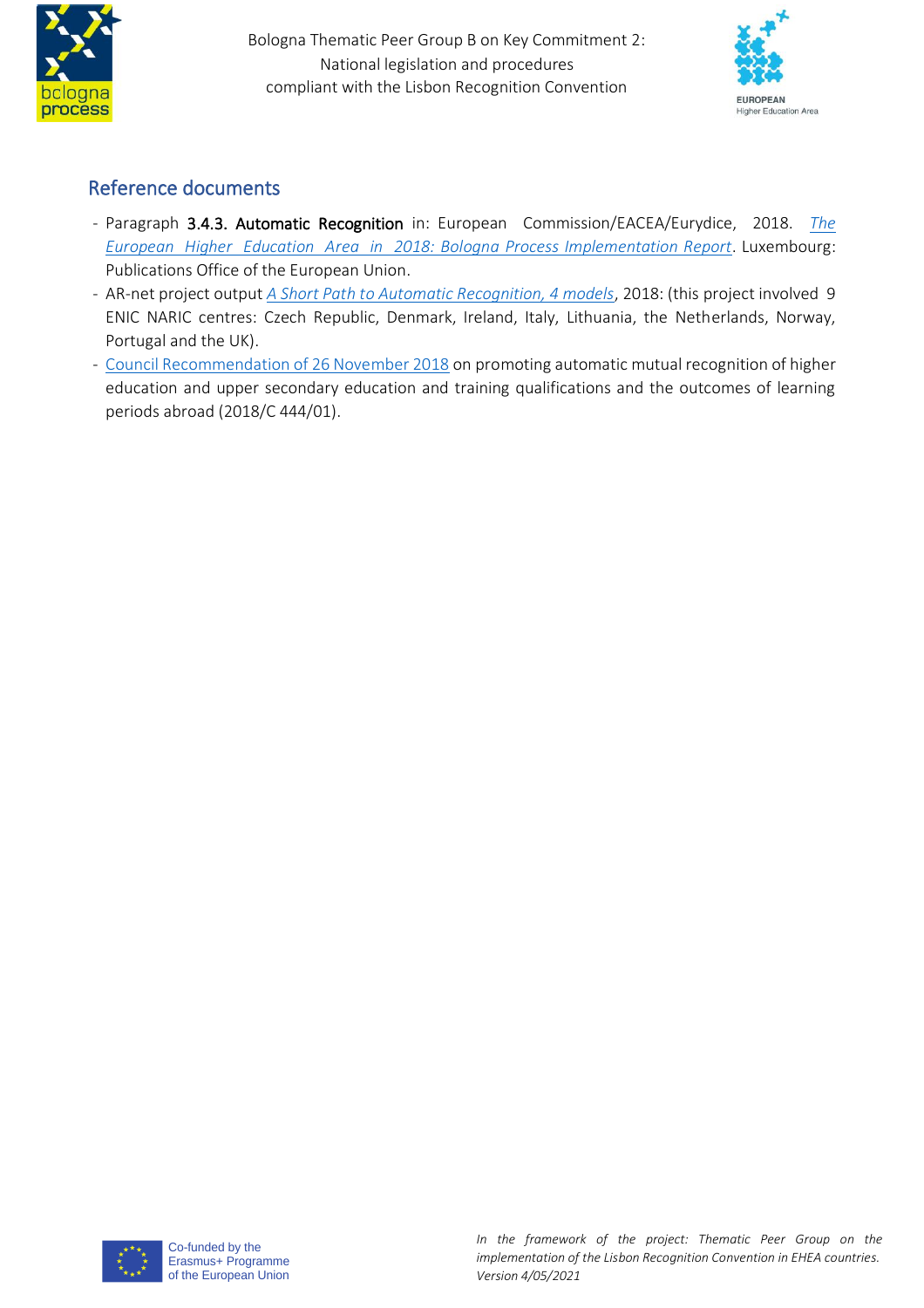## Reference documents

- Paragraph **3.4.3. Automatic Recognition** in: European Commission/EACEA/Eurydice, 2018. *The European Higher Education Area in 2018: Bologna Process Implementation Report*. Luxembourg: Publications Office of the European Union.
- AR-net project output *A Short Path to Automatic Recognition, 4 models*, 2018: (this project involved 9 ENIC NARIC centres: Czech Republic, Denmark, Ireland, Italy, Lithuania, the Netherlands, Norway, Portugal and the UK).
- Council Recommendation of 26 November 2018 on promoting automatic mutual recognition of higher education and upper secondary education and training qualifications and the outcomes of learning periods abroad (2018/C 444/01).